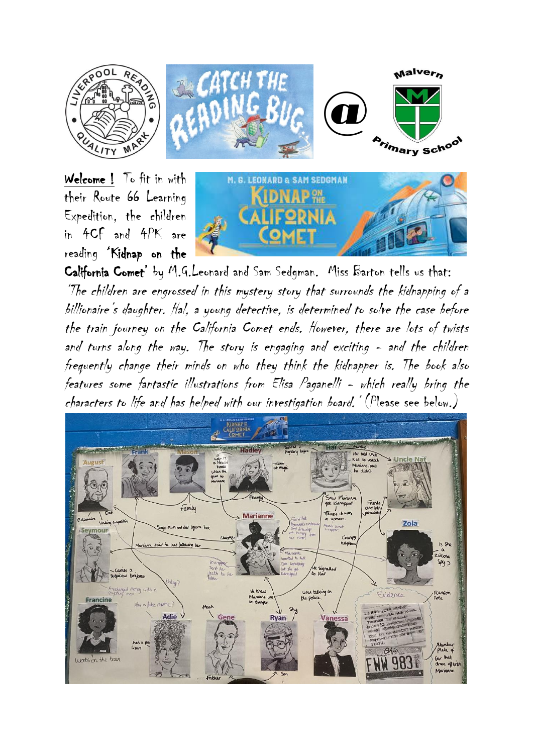**Welcome !** To fit in with their Route 66 Learning Expedition, the children in 4CF and 4PK are reading **'Kidnap on the California Comet'** by M.G.Leonard and Sam Sedgman. Miss Barton tells us that:

*'The children are engrossed in this mystery story that surrounds the kidnapping of a billionaire's daughter. Hal, a young detective, is determined to solve the case before the train journey on the California Comet ends. However, there are lots of twists and turns along the way. The story is engaging and exciting – and the children frequently change their minds on who they think the kidnapper is. The book also features some fantastic illustrations from Elisa Paganelli – which really bring the characters to life and has helped with our investigation board.'* (Please see below.)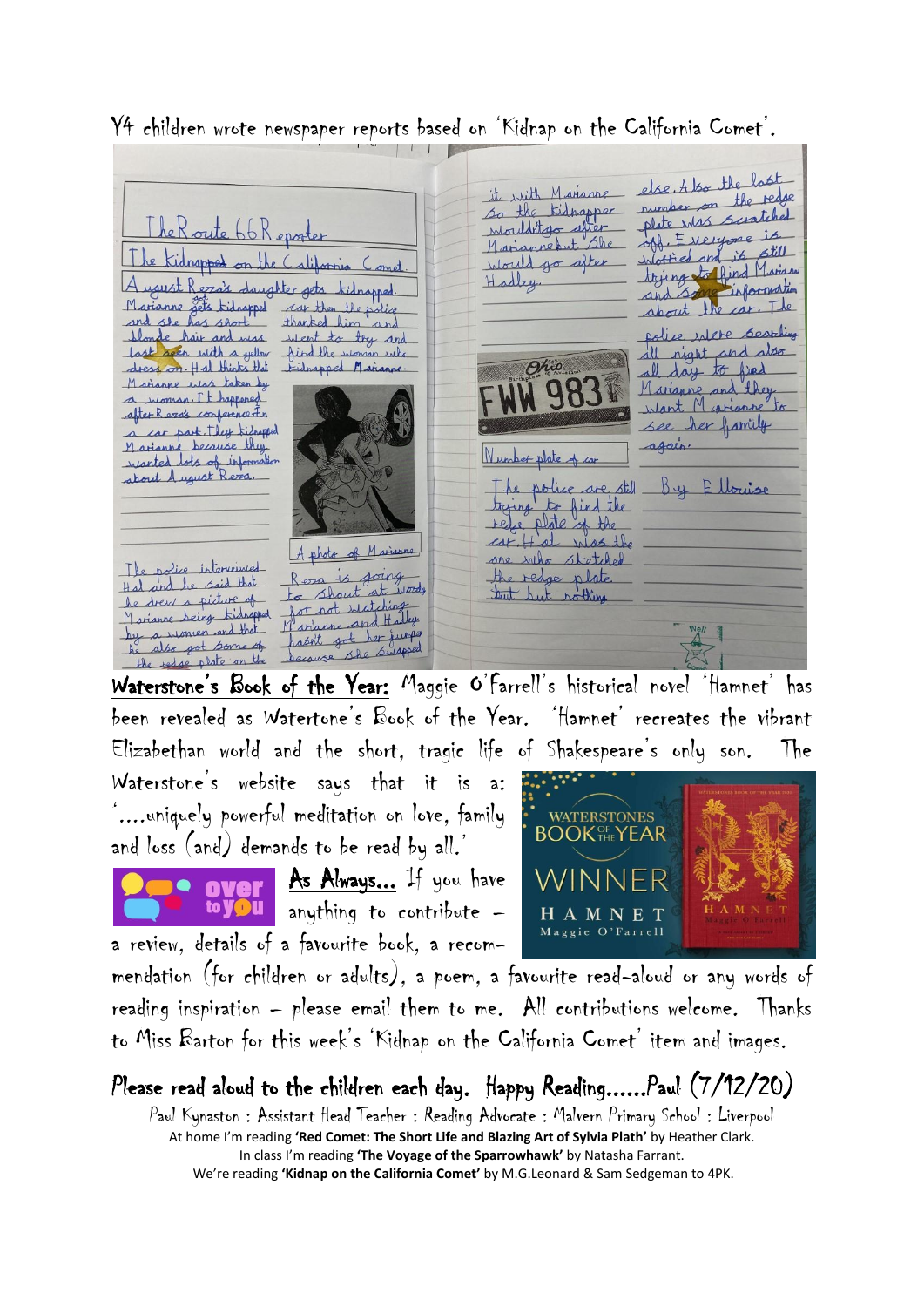Y4 children wrote newspaper reports based on 'Kidnap on the California Comet'.

The Route 66 Reporter

The kidnapped on the California Comet

August Reza's daughter gets kidnapped.

Marianne gets kidnapped and she has short blonde hair and was last seen with a yellow dress on. Hal thinks that Marianne was taken by a woman. It happened after Reza's conference in a car part. They kidnapped Marianne because they wanted lots of information about August Reza.

car then the police thanked him and went to try and find the woman who kidnapped Marianne.

A photo of Marianne

The police interviewed Hal and he said that he drew a picture of Marianne being kidnapped by a women and that he also got some of the redge plate on the

Reza is going to shout at words for not watching Marianne and Hadley hasn't got her jumpo because she swapped

it with Marianne so the kidnapper wouldn't go after Marianne but she would go after Hadley.

Ohio
FWW 983

Number plate of car

The police are still trying to find the redge plate of the car. Hal was the one who sketched the redge plate but but nothing

else. Also the last number on the redge plate was scratched off. Everyone is worried and is still trying to find Marianne and some information about the car. The police were searching all night and also all day to find Marianne and they want Marianne to see her family again.

By Elloise

**Waterstone's Book of the Year:** Maggie O'Farrell's historical novel 'Hamnet' has been revealed as Watertone's Book of the Year. 'Hamnet' recreates the vibrant Elizabethan world and the short, tragic life of Shakespeare's only son. The Waterstone's website says that it is a: '....uniquely powerful meditation on love, family and loss (and) demands to be read by all.'

WATERSTONES BOOK OF THE YEAR WINNER HAMNET Maggie O'Farrell

**As Always...** If you have anything to contribute – a review, details of a favourite book, a recommendation (for children or adults), a poem, a favourite read-aloud or any words of reading inspiration – please email them to me. All contributions welcome. Thanks to Miss Barton for this week's 'Kidnap on the California Comet' item and images.

## Please read aloud to the children each day. Happy Reading......Paul (7/12/20)

Paul Kynaston : Assistant Head Teacher : Reading Advocate : Malvern Primary School : Liverpool

At home I'm reading **'Red Comet: The Short Life and Blazing Art of Sylvia Plath'** by Heather Clark.

In class I'm reading **'The Voyage of the Sparrowhawk'** by Natasha Farrant.

We're reading **'Kidnap on the California Comet'** by M.G.Leonard & Sam Sedgeman to 4PK.